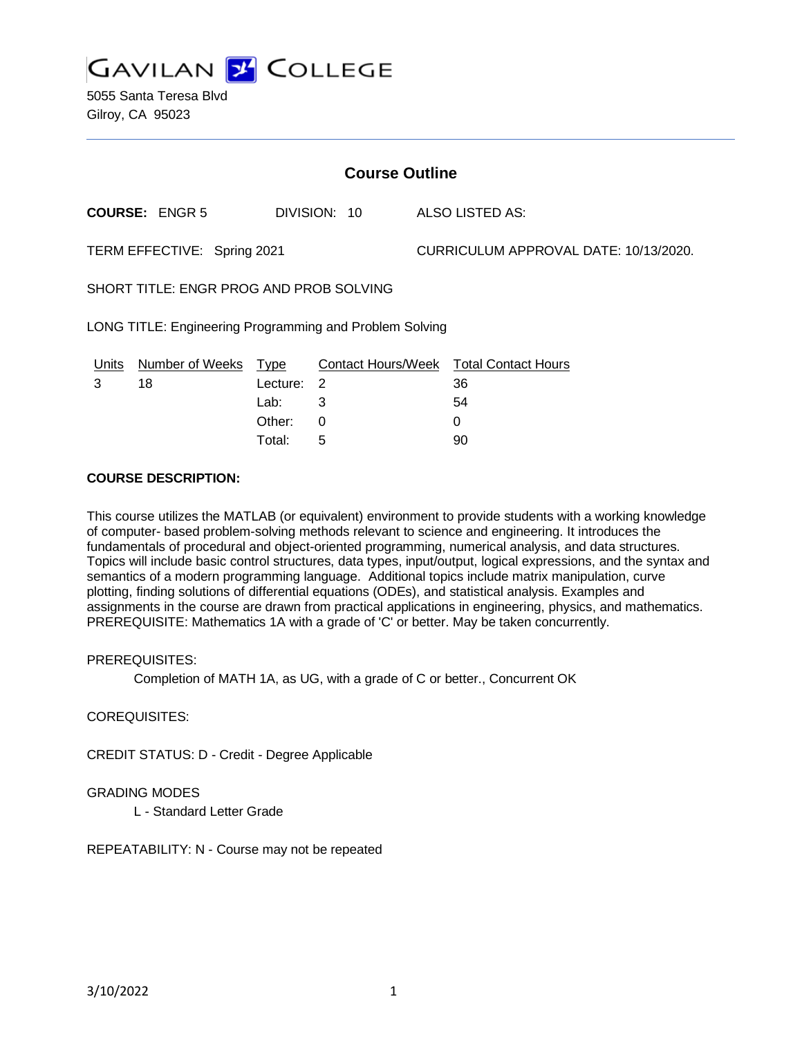# GAVILAN COLLEGE

5055 Santa Teresa Blvd
Gilroy, CA 95023

## Course Outline

**COURSE:** ENGR 5 DIVISION: 10 ALSO LISTED AS:

TERM EFFECTIVE: Spring 2021 CURRICULUM APPROVAL DATE: 10/13/2020.

SHORT TITLE: ENGR PROG AND PROB SOLVING

LONG TITLE: Engineering Programming and Problem Solving

| Units | Number of Weeks | Type | Contact Hours/Week | Total Contact Hours |
|---|---|---|---|---|
| 3 | 18 | Lecture: | 2 | 36 |
| | | Lab: | 3 | 54 |
| | | Other: | 0 | 0 |
| | | Total: | 5 | 90 |

**COURSE DESCRIPTION:**

This course utilizes the MATLAB (or equivalent) environment to provide students with a working knowledge of computer- based problem-solving methods relevant to science and engineering. It introduces the fundamentals of procedural and object-oriented programming, numerical analysis, and data structures. Topics will include basic control structures, data types, input/output, logical expressions, and the syntax and semantics of a modern programming language. Additional topics include matrix manipulation, curve plotting, finding solutions of differential equations (ODEs), and statistical analysis. Examples and assignments in the course are drawn from practical applications in engineering, physics, and mathematics. PREREQUISITE: Mathematics 1A with a grade of 'C' or better. May be taken concurrently.

PREREQUISITES:

Completion of MATH 1A, as UG, with a grade of C or better., Concurrent OK

COREQUISITES:

CREDIT STATUS: D - Credit - Degree Applicable

GRADING MODES

L - Standard Letter Grade

REPEATABILITY: N - Course may not be repeated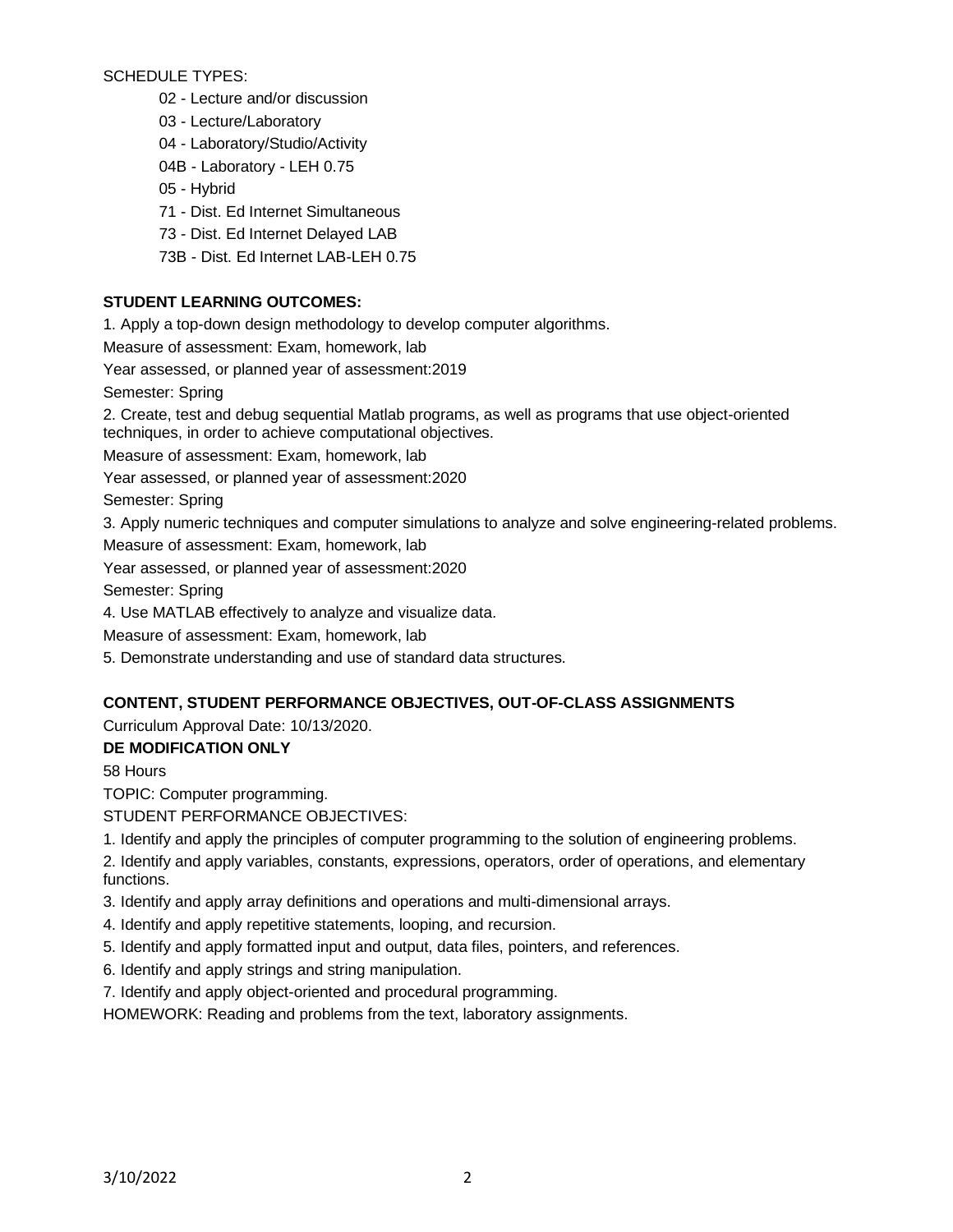SCHEDULE TYPES:

- 02 - Lecture and/or discussion
- 03 - Lecture/Laboratory
- 04 - Laboratory/Studio/Activity
- 04B - Laboratory - LEH 0.75
- 05 - Hybrid
- 71 - Dist. Ed Internet Simultaneous
- 73 - Dist. Ed Internet Delayed LAB
- 73B - Dist. Ed Internet LAB-LEH 0.75

**STUDENT LEARNING OUTCOMES:**

1. Apply a top-down design methodology to develop computer algorithms.

Measure of assessment: Exam, homework, lab

Year assessed, or planned year of assessment:2019

Semester: Spring

2. Create, test and debug sequential Matlab programs, as well as programs that use object-oriented techniques, in order to achieve computational objectives.

Measure of assessment: Exam, homework, lab

Year assessed, or planned year of assessment:2020

Semester: Spring

3. Apply numeric techniques and computer simulations to analyze and solve engineering-related problems.

Measure of assessment: Exam, homework, lab

Year assessed, or planned year of assessment:2020

Semester: Spring

4. Use MATLAB effectively to analyze and visualize data.

Measure of assessment: Exam, homework, lab

5. Demonstrate understanding and use of standard data structures.

**CONTENT, STUDENT PERFORMANCE OBJECTIVES, OUT-OF-CLASS ASSIGNMENTS**

Curriculum Approval Date: 10/13/2020.

**DE MODIFICATION ONLY**

58 Hours

TOPIC: Computer programming.

STUDENT PERFORMANCE OBJECTIVES:

1. Identify and apply the principles of computer programming to the solution of engineering problems.
2. Identify and apply variables, constants, expressions, operators, order of operations, and elementary functions.
3. Identify and apply array definitions and operations and multi-dimensional arrays.
4. Identify and apply repetitive statements, looping, and recursion.
5. Identify and apply formatted input and output, data files, pointers, and references.
6. Identify and apply strings and string manipulation.
7. Identify and apply object-oriented and procedural programming.

HOMEWORK: Reading and problems from the text, laboratory assignments.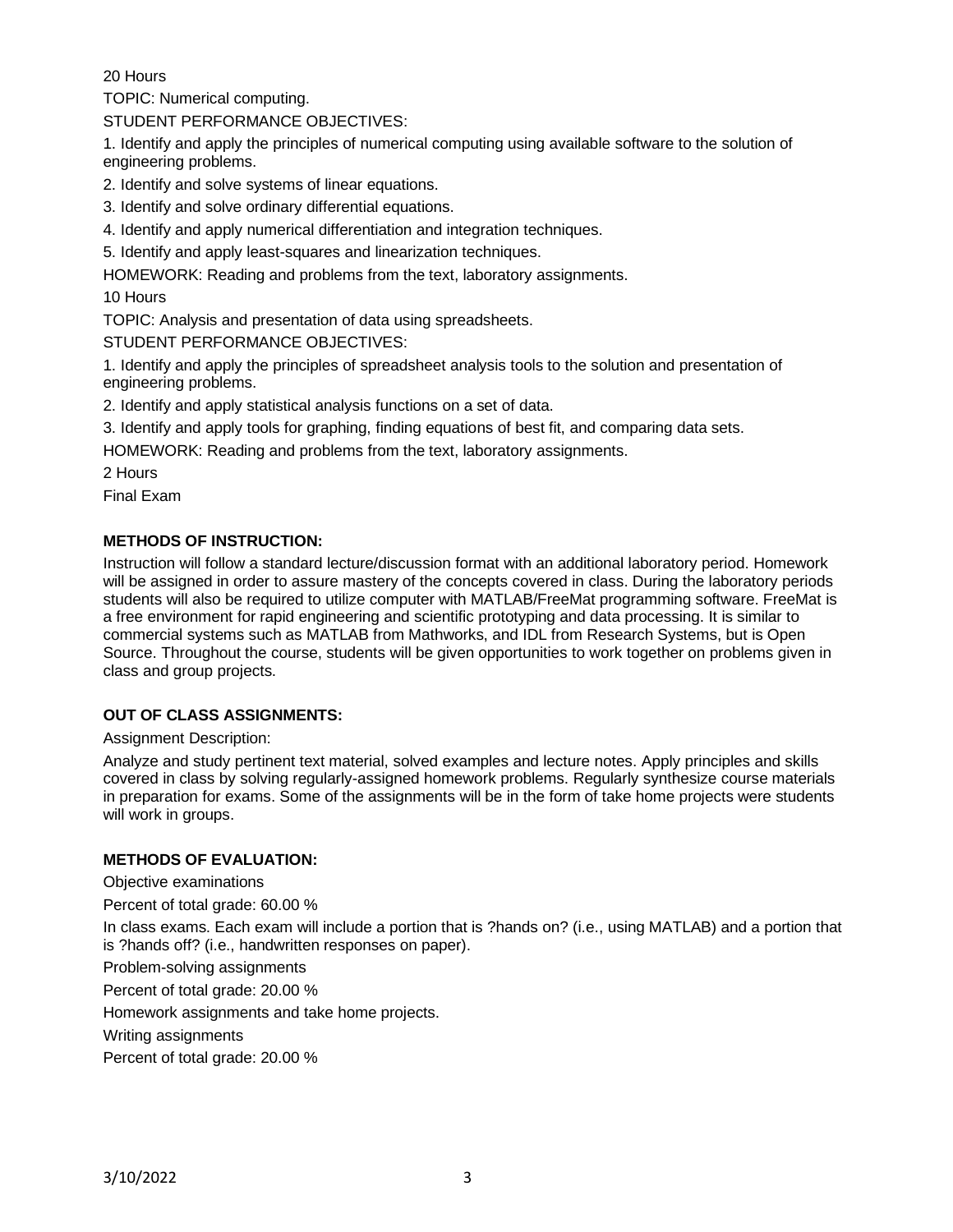20 Hours

TOPIC: Numerical computing.

STUDENT PERFORMANCE OBJECTIVES:

1. Identify and apply the principles of numerical computing using available software to the solution of engineering problems.
2. Identify and solve systems of linear equations.
3. Identify and solve ordinary differential equations.
4. Identify and apply numerical differentiation and integration techniques.
5. Identify and apply least-squares and linearization techniques.

HOMEWORK: Reading and problems from the text, laboratory assignments.

10 Hours

TOPIC: Analysis and presentation of data using spreadsheets.

STUDENT PERFORMANCE OBJECTIVES:

1. Identify and apply the principles of spreadsheet analysis tools to the solution and presentation of engineering problems.
2. Identify and apply statistical analysis functions on a set of data.
3. Identify and apply tools for graphing, finding equations of best fit, and comparing data sets.

HOMEWORK: Reading and problems from the text, laboratory assignments.

2 Hours

Final Exam

**METHODS OF INSTRUCTION:**

Instruction will follow a standard lecture/discussion format with an additional laboratory period. Homework will be assigned in order to assure mastery of the concepts covered in class. During the laboratory periods students will also be required to utilize computer with MATLAB/FreeMat programming software. FreeMat is a free environment for rapid engineering and scientific prototyping and data processing. It is similar to commercial systems such as MATLAB from Mathworks, and IDL from Research Systems, but is Open Source. Throughout the course, students will be given opportunities to work together on problems given in class and group projects.

**OUT OF CLASS ASSIGNMENTS:**

Assignment Description:

Analyze and study pertinent text material, solved examples and lecture notes. Apply principles and skills covered in class by solving regularly-assigned homework problems. Regularly synthesize course materials in preparation for exams. Some of the assignments will be in the form of take home projects were students will work in groups.

**METHODS OF EVALUATION:**

Objective examinations

Percent of total grade: 60.00 %

In class exams. Each exam will include a portion that is ?hands on? (i.e., using MATLAB) and a portion that is ?hands off? (i.e., handwritten responses on paper).

Problem-solving assignments

Percent of total grade: 20.00 %

Homework assignments and take home projects.

Writing assignments

Percent of total grade: 20.00 %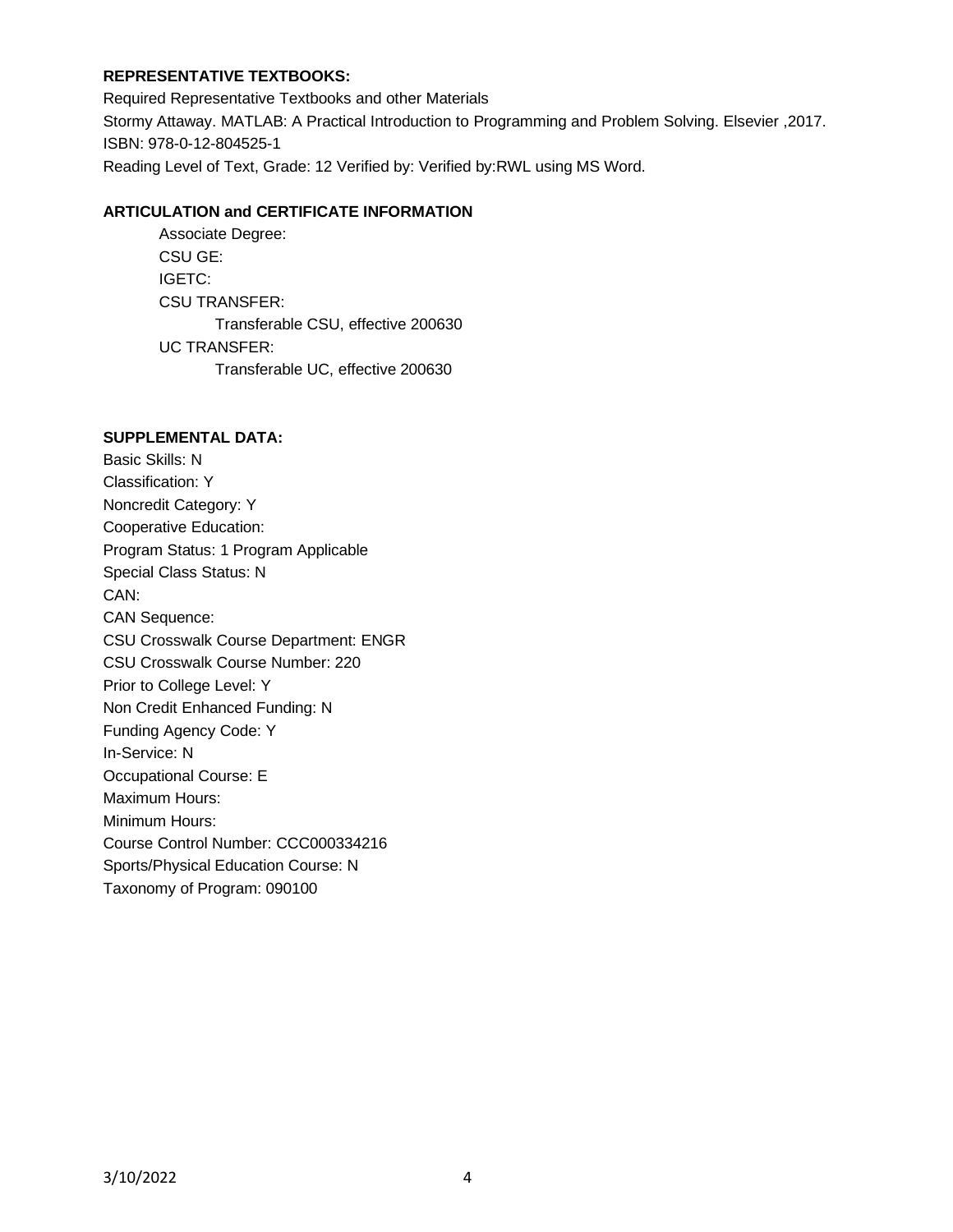**REPRESENTATIVE TEXTBOOKS:**

Required Representative Textbooks and other Materials

Stormy Attaway. MATLAB: A Practical Introduction to Programming and Problem Solving. Elsevier ,2017.

ISBN: 978-0-12-804525-1

Reading Level of Text, Grade: 12 Verified by: Verified by:RWL using MS Word.

**ARTICULATION and CERTIFICATE INFORMATION**

Associate Degree:

CSU GE:

IGETC:

CSU TRANSFER:

Transferable CSU, effective 200630

UC TRANSFER:

Transferable UC, effective 200630

**SUPPLEMENTAL DATA:**

Basic Skills: N

Classification: Y

Noncredit Category: Y

Cooperative Education:

Program Status: 1 Program Applicable

Special Class Status: N

CAN:

CAN Sequence:

CSU Crosswalk Course Department: ENGR

CSU Crosswalk Course Number: 220

Prior to College Level: Y

Non Credit Enhanced Funding: N

Funding Agency Code: Y

In-Service: N

Occupational Course: E

Maximum Hours:

Minimum Hours:

Course Control Number: CCC000334216

Sports/Physical Education Course: N

Taxonomy of Program: 090100